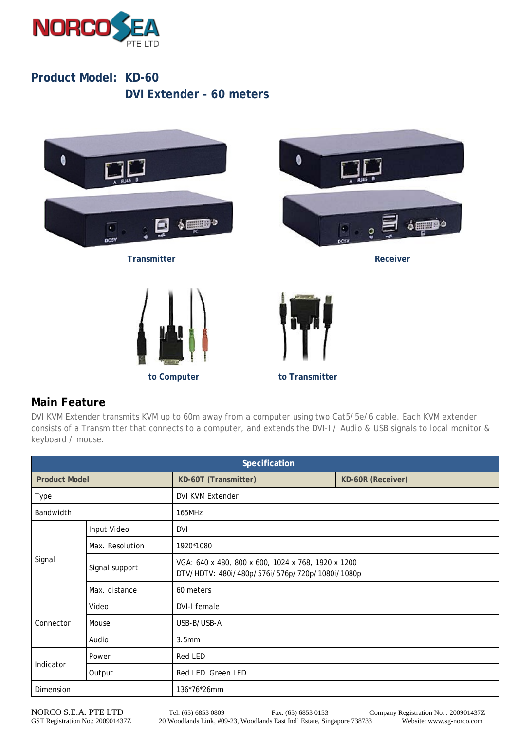# Product Model: KD-60

## DVI Extender - 60 meters

Transmitter

Receiver

to Computer

to Transmitter

## Main Feature

DVI KVM Extender transmits KVM up to 60m away from a computer using two Cat5/5e/6 cable. Each KVM extender consists of a Transmitter that connects to a computer, and extends the DVI-I / Audio & USB signals to local monitor & keyboard / mouse.

| Specification | | | |
|---|---|---|---|
| **Product Model** | | **KD-60T (Transmitter)** | **KD-60R (Receiver)** |
| Type | | DVI KVM Extender | |
| Bandwidth | | 165MHz | |
| Signal | Input Video | DVI | |
| | Max. Resolution | 1920*1080 | |
| | Signal support | VGA: 640 x 480, 800 x 600, 1024 x 768, 1920 x 1200<br>DTV/HDTV: 480i/480p/576i/576p/720p/1080i/1080p | |
| | Max. distance | 60 meters | |
| Connector | Video | DVI-I female | |
| | Mouse | USB-B/USB-A | |
| | Audio | 3.5mm | |
| Indicator | Power | Red LED | |
| | Output | Red LED Green LED | |
| Dimension | | 136*76*26mm | |

NORCO S.E.A. PTE LTD Tel: (65) 6853 0809 Fax: (65) 6853 0153 Company Registration No.: 200901437Z
GST Registration No.: 200901437Z 20 Woodlands Link, #09-23, Woodlands East Ind' Estate, Singapore 738733 Website: www.sg-norco.com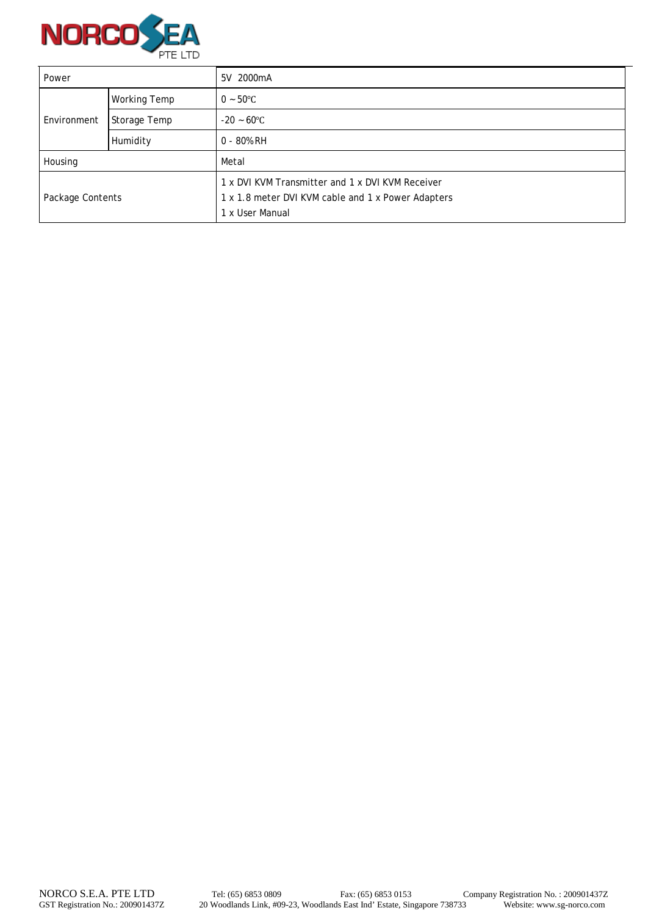| | | |
|---|---|---|
| Power | | 5V 2000mA |
| Environment | Working Temp | 0 ~ 50℃ |
| | Storage Temp | -20 ~ 60℃ |
| | Humidity | 0 - 80% RH |
| Housing | | Metal |
| Package Contents | | 1 x DVI KVM Transmitter and 1 x DVI KVM Receiver<br>1 x 1.8 meter DVI KVM cable and 1 x Power Adapters<br>1 x User Manual |